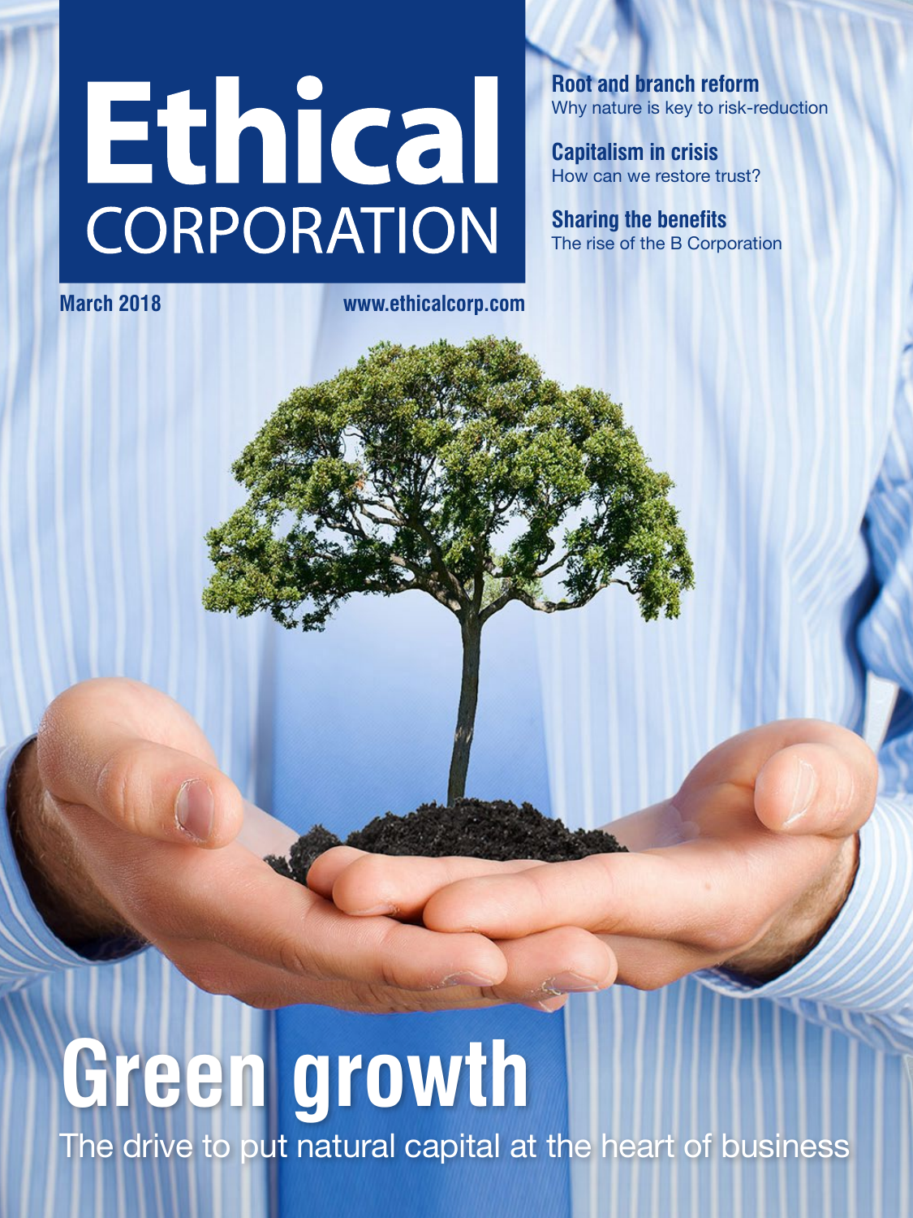# Ethical CORPORATION

**Root and branch reform**
Why nature is key to risk-reduction

**Capitalism in crisis**
How can we restore trust?

**Sharing the benefits**
The rise of the B Corporation

**March 2018** **www.ethicalcorp.com**

# Green growth

The drive to put natural capital at the heart of business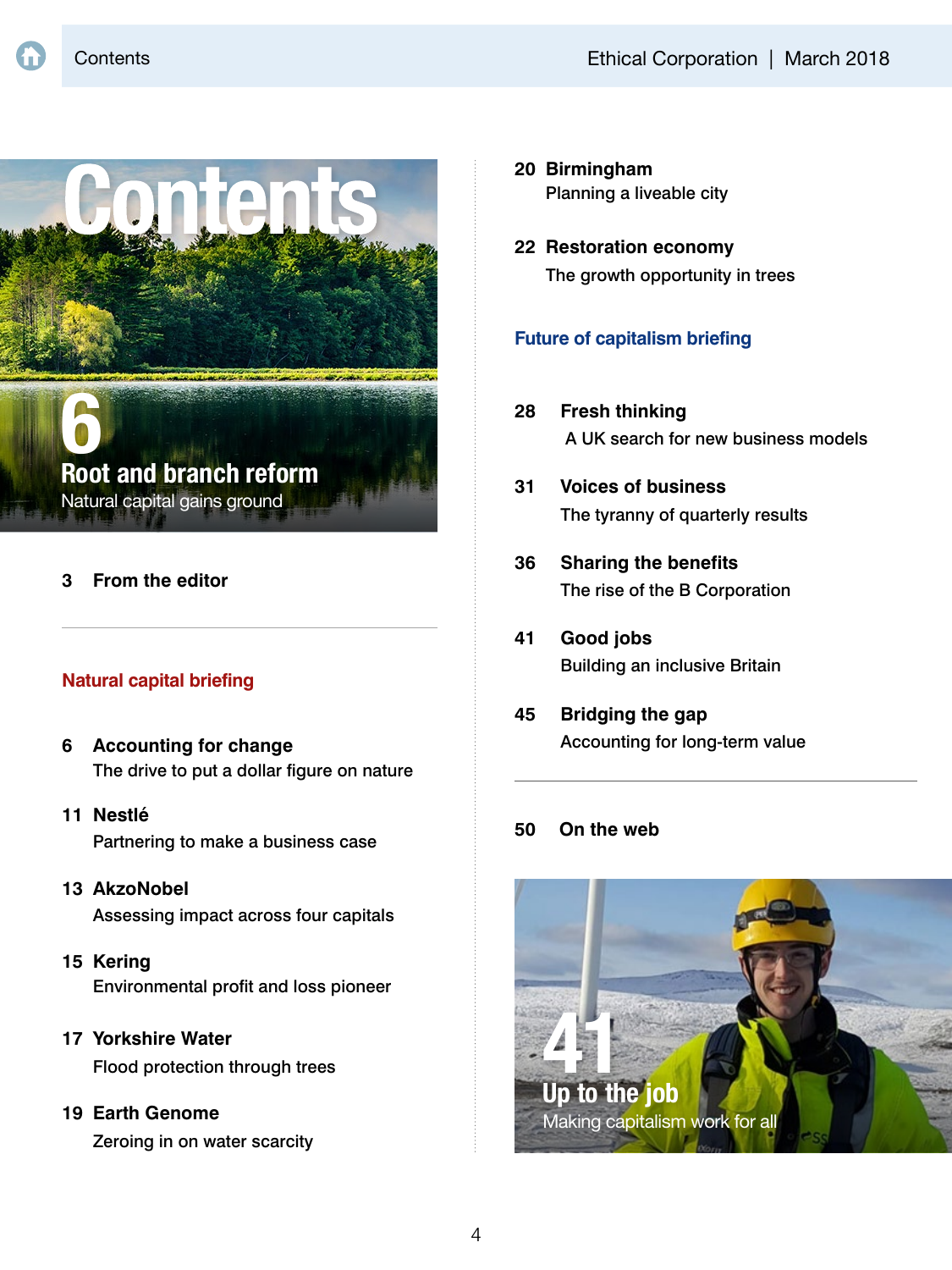# Contents

**6**
**Root and branch reform**
Natural capital gains ground

**3** **From the editor**

---

## Natural capital briefing

**6** **Accounting for change**
The drive to put a dollar figure on nature

**11** **Nestlé**
Partnering to make a business case

**13** **AkzoNobel**
Assessing impact across four capitals

**15** **Kering**
Environmental profit and loss pioneer

**17** **Yorkshire Water**
Flood protection through trees

**19** **Earth Genome**
Zeroing in on water scarcity

**20** **Birmingham**
Planning a liveable city

**22** **Restoration economy**
The growth opportunity in trees

## Future of capitalism briefing

**28** **Fresh thinking**
A UK search for new business models

**31** **Voices of business**
The tyranny of quarterly results

**36** **Sharing the benefits**
The rise of the B Corporation

**41** **Good jobs**
Building an inclusive Britain

**45** **Bridging the gap**
Accounting for long-term value

---

**50** **On the web**

**41**
**Up to the job**
Making capitalism work for all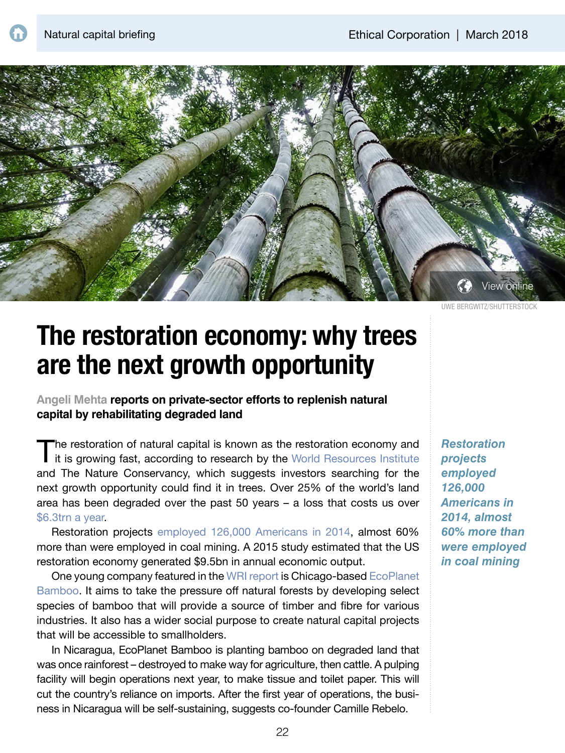# The restoration economy: why trees are the next growth opportunity

Angeli Mehta **reports on private-sector efforts to replenish natural capital by rehabilitating degraded land**

The restoration of natural capital is known as the restoration economy and it is growing fast, according to research by the World Resources Institute and The Nature Conservancy, which suggests investors searching for the next growth opportunity could find it in trees. Over 25% of the world's land area has been degraded over the past 50 years – a loss that costs us over $6.3trn a year.

Restoration projects employed 126,000 Americans in 2014, almost 60% more than were employed in coal mining. A 2015 study estimated that the US restoration economy generated $9.5bn in annual economic output.

*Restoration projects employed 126,000 Americans in 2014, almost 60% more than were employed in coal mining*

One young company featured in the WRI report is Chicago-based EcoPlanet Bamboo. It aims to take the pressure off natural forests by developing select species of bamboo that will provide a source of timber and fibre for various industries. It also has a wider social purpose to create natural capital projects that will be accessible to smallholders.

In Nicaragua, EcoPlanet Bamboo is planting bamboo on degraded land that was once rainforest – destroyed to make way for agriculture, then cattle. A pulping facility will begin operations next year, to make tissue and toilet paper. This will cut the country's reliance on imports. After the first year of operations, the business in Nicaragua will be self-sustaining, suggests co-founder Camille Rebelo.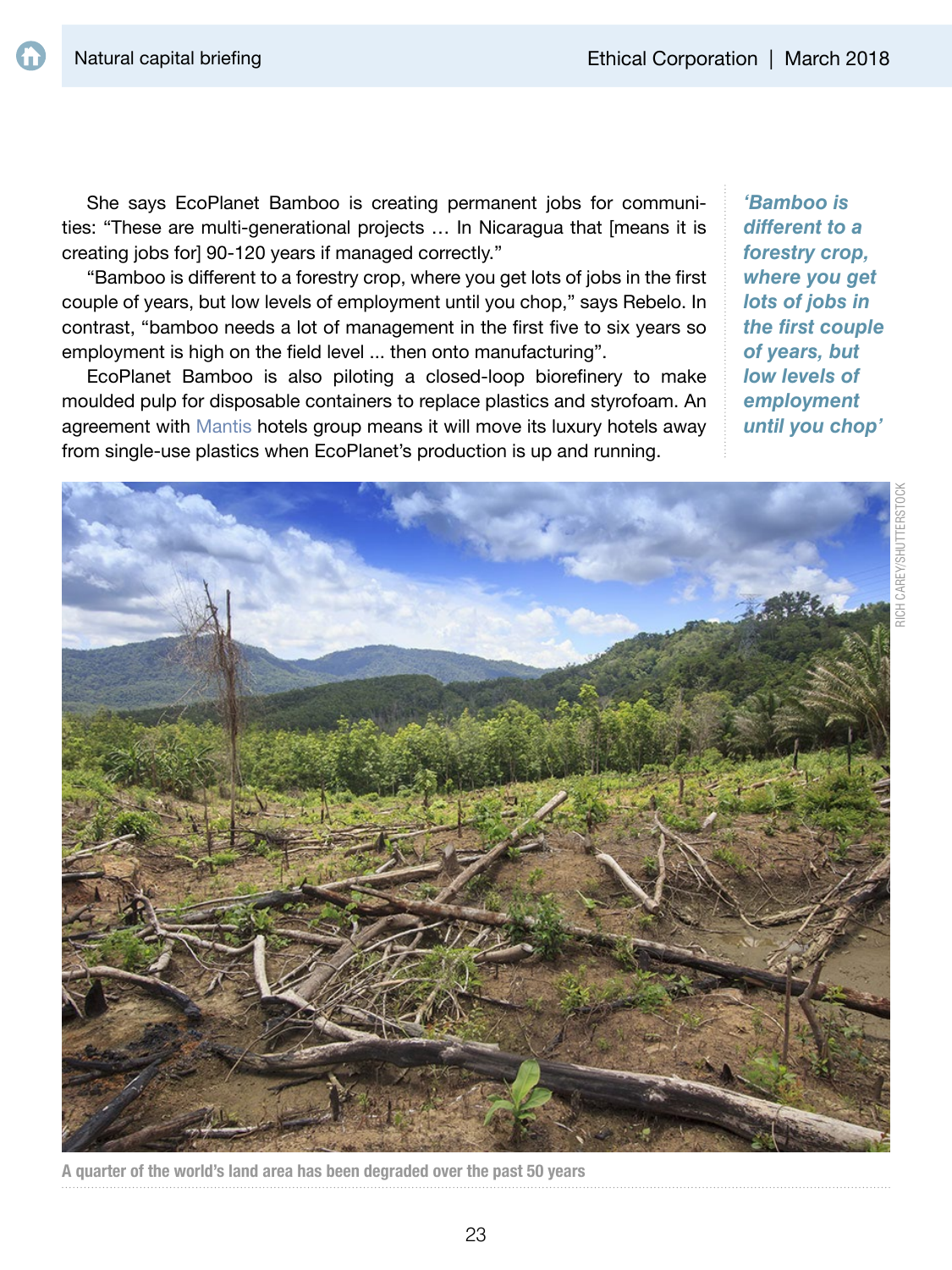She says EcoPlanet Bamboo is creating permanent jobs for communities: "These are multi-generational projects … In Nicaragua that [means it is creating jobs for] 90-120 years if managed correctly."

"Bamboo is different to a forestry crop, where you get lots of jobs in the first couple of years, but low levels of employment until you chop," says Rebelo. In contrast, "bamboo needs a lot of management in the first five to six years so employment is high on the field level ... then onto manufacturing".

EcoPlanet Bamboo is also piloting a closed-loop biorefinery to make moulded pulp for disposable containers to replace plastics and styrofoam. An agreement with Mantis hotels group means it will move its luxury hotels away from single-use plastics when EcoPlanet's production is up and running.

***'Bamboo is different to a forestry crop, where you get lots of jobs in the first couple of years, but low levels of employment until you chop'***

RICH CAREY/SHUTTERSTOCK

A quarter of the world's land area has been degraded over the past 50 years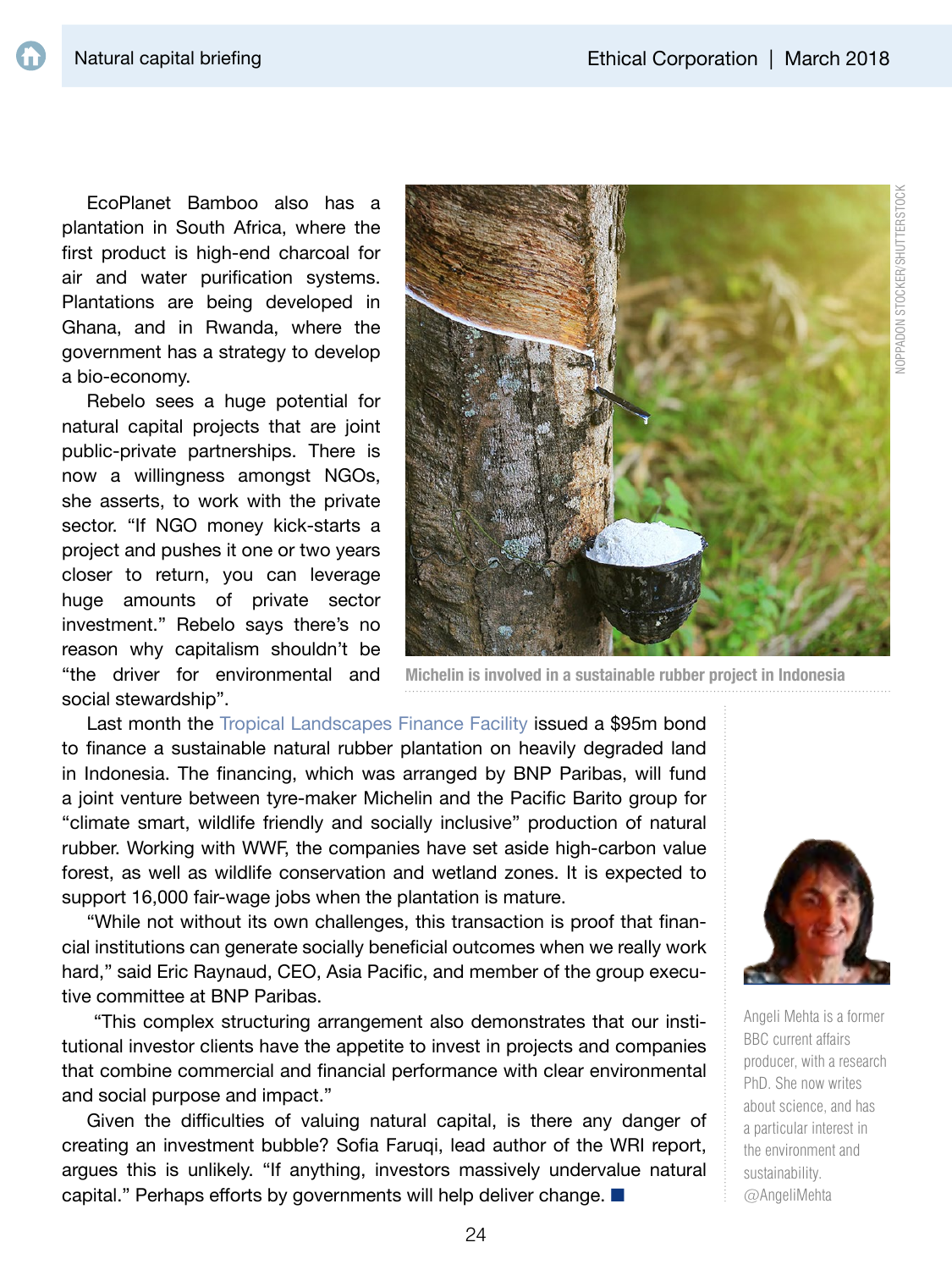EcoPlanet Bamboo also has a plantation in South Africa, where the first product is high-end charcoal for air and water purification systems. Plantations are being developed in Ghana, and in Rwanda, where the government has a strategy to develop a bio-economy.

Rebelo sees a huge potential for natural capital projects that are joint public-private partnerships. There is now a willingness amongst NGOs, she asserts, to work with the private sector. "If NGO money kick-starts a project and pushes it one or two years closer to return, you can leverage huge amounts of private sector investment." Rebelo says there's no reason why capitalism shouldn't be "the driver for environmental and social stewardship".

Michelin is involved in a sustainable rubber project in Indonesia

Last month the Tropical Landscapes Finance Facility issued a $95m bond to finance a sustainable natural rubber plantation on heavily degraded land in Indonesia. The financing, which was arranged by BNP Paribas, will fund a joint venture between tyre-maker Michelin and the Pacific Barito group for "climate smart, wildlife friendly and socially inclusive" production of natural rubber. Working with WWF, the companies have set aside high-carbon value forest, as well as wildlife conservation and wetland zones. It is expected to support 16,000 fair-wage jobs when the plantation is mature.

"While not without its own challenges, this transaction is proof that financial institutions can generate socially beneficial outcomes when we really work hard," said Eric Raynaud, CEO, Asia Pacific, and member of the group executive committee at BNP Paribas.

"This complex structuring arrangement also demonstrates that our institutional investor clients have the appetite to invest in projects and companies that combine commercial and financial performance with clear environmental and social purpose and impact."

Given the difficulties of valuing natural capital, is there any danger of creating an investment bubble? Sofia Faruqi, lead author of the WRI report, argues this is unlikely. "If anything, investors massively undervalue natural capital." Perhaps efforts by governments will help deliver change. ■

Angeli Mehta is a former BBC current affairs producer, with a research PhD. She now writes about science, and has a particular interest in the environment and sustainability. @AngeliMehta